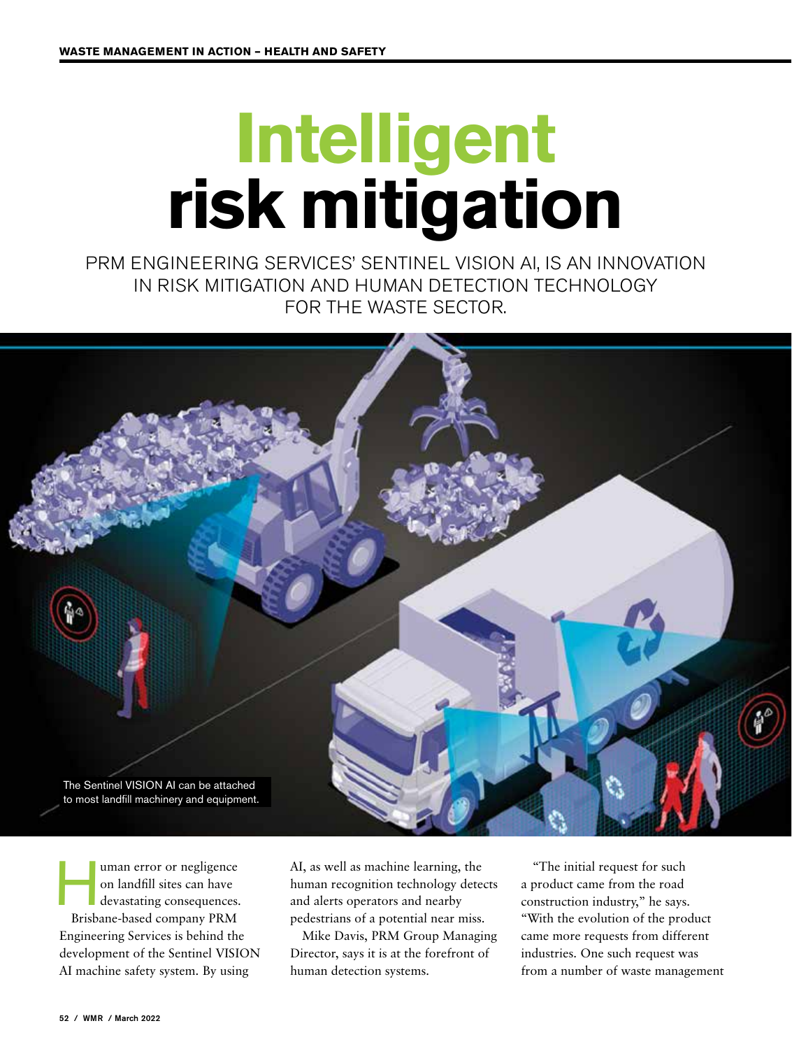# Intelligent risk mitigation

PRM ENGINEERING SERVICES' SENTINEL VISION AI, IS AN INNOVATION IN RISK MITIGATION AND HUMAN DETECTION TECHNOLOGY FOR THE WASTE SECTOR.

The Sentinel VISION AI can be attached to most landfill machinery and equipment.

Human error or negligence on landfill sites can have devastating consequences. Brisbane-based company PRM Engineering Services is behind the development of the Sentinel VISION AI machine safety system. By using AI, as well as machine learning, the human recognition technology detects and alerts operators and nearby pedestrians of a potential near miss.

Mike Davis, PRM Group Managing Director, says it is at the forefront of human detection systems.

"The initial request for such a product came from the road construction industry," he says. "With the evolution of the product came more requests from different industries. One such request was from a number of waste management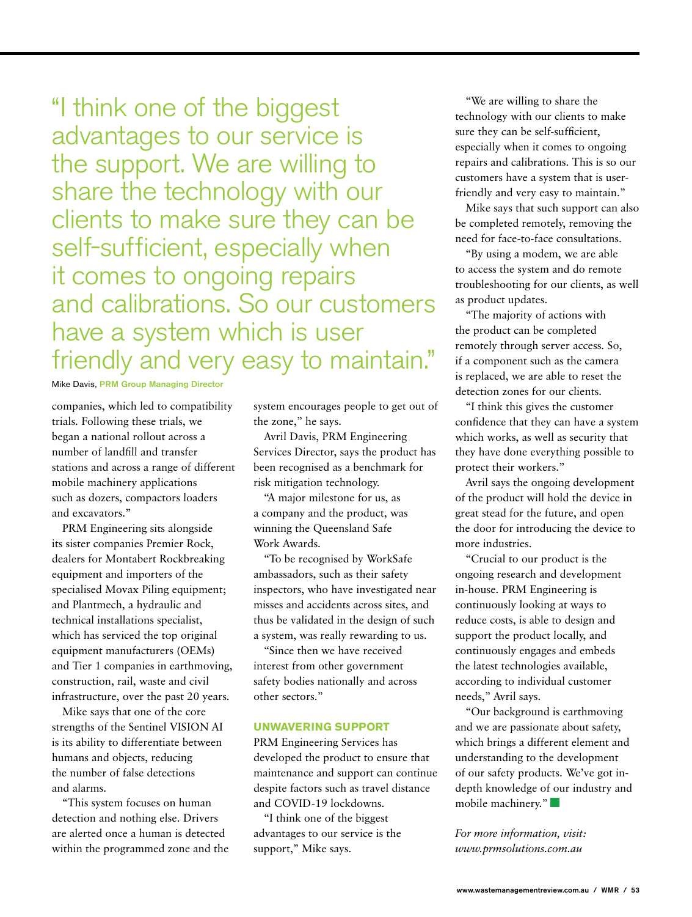> "I think one of the biggest advantages to our service is the support. We are willing to share the technology with our clients to make sure they can be self-sufficient, especially when it comes to ongoing repairs and calibrations. So our customers have a system which is user friendly and very easy to maintain."
>
> Mike Davis, **PRM Group Managing Director**

companies, which led to compatibility trials. Following these trials, we began a national rollout across a number of landfill and transfer stations and across a range of different mobile machinery applications such as dozers, compactors loaders and excavators."

PRM Engineering sits alongside its sister companies Premier Rock, dealers for Montabert Rockbreaking equipment and importers of the specialised Movax Piling equipment; and Plantmech, a hydraulic and technical installations specialist, which has serviced the top original equipment manufacturers (OEMs) and Tier 1 companies in earthmoving, construction, rail, waste and civil infrastructure, over the past 20 years.

Mike says that one of the core strengths of the Sentinel VISION AI is its ability to differentiate between humans and objects, reducing the number of false detections and alarms.

"This system focuses on human detection and nothing else. Drivers are alerted once a human is detected within the programmed zone and the system encourages people to get out of the zone," he says.

Avril Davis, PRM Engineering Services Director, says the product has been recognised as a benchmark for risk mitigation technology.

"A major milestone for us, as a company and the product, was winning the Queensland Safe Work Awards.

"To be recognised by WorkSafe ambassadors, such as their safety inspectors, who have investigated near misses and accidents across sites, and thus be validated in the design of such a system, was really rewarding to us.

"Since then we have received interest from other government safety bodies nationally and across other sectors."

## UNWAVERING SUPPORT

PRM Engineering Services has developed the product to ensure that maintenance and support can continue despite factors such as travel distance and COVID-19 lockdowns.

"I think one of the biggest advantages to our service is the support," Mike says.

"We are willing to share the technology with our clients to make sure they can be self-sufficient, especially when it comes to ongoing repairs and calibrations. This is so our customers have a system that is user-friendly and very easy to maintain."

Mike says that such support can also be completed remotely, removing the need for face-to-face consultations.

"By using a modem, we are able to access the system and do remote troubleshooting for our clients, as well as product updates.

"The majority of actions with the product can be completed remotely through server access. So, if a component such as the camera is replaced, we are able to reset the detection zones for our clients.

"I think this gives the customer confidence that they can have a system which works, as well as security that they have done everything possible to protect their workers."

Avril says the ongoing development of the product will hold the device in great stead for the future, and open the door for introducing the device to more industries.

"Crucial to our product is the ongoing research and development in-house. PRM Engineering is continuously looking at ways to reduce costs, is able to design and support the product locally, and continuously engages and embeds the latest technologies available, according to individual customer needs," Avril says.

"Our background is earthmoving and we are passionate about safety, which brings a different element and understanding to the development of our safety products. We've got in-depth knowledge of our industry and mobile machinery."

*For more information, visit: www.prmsolutions.com.au*